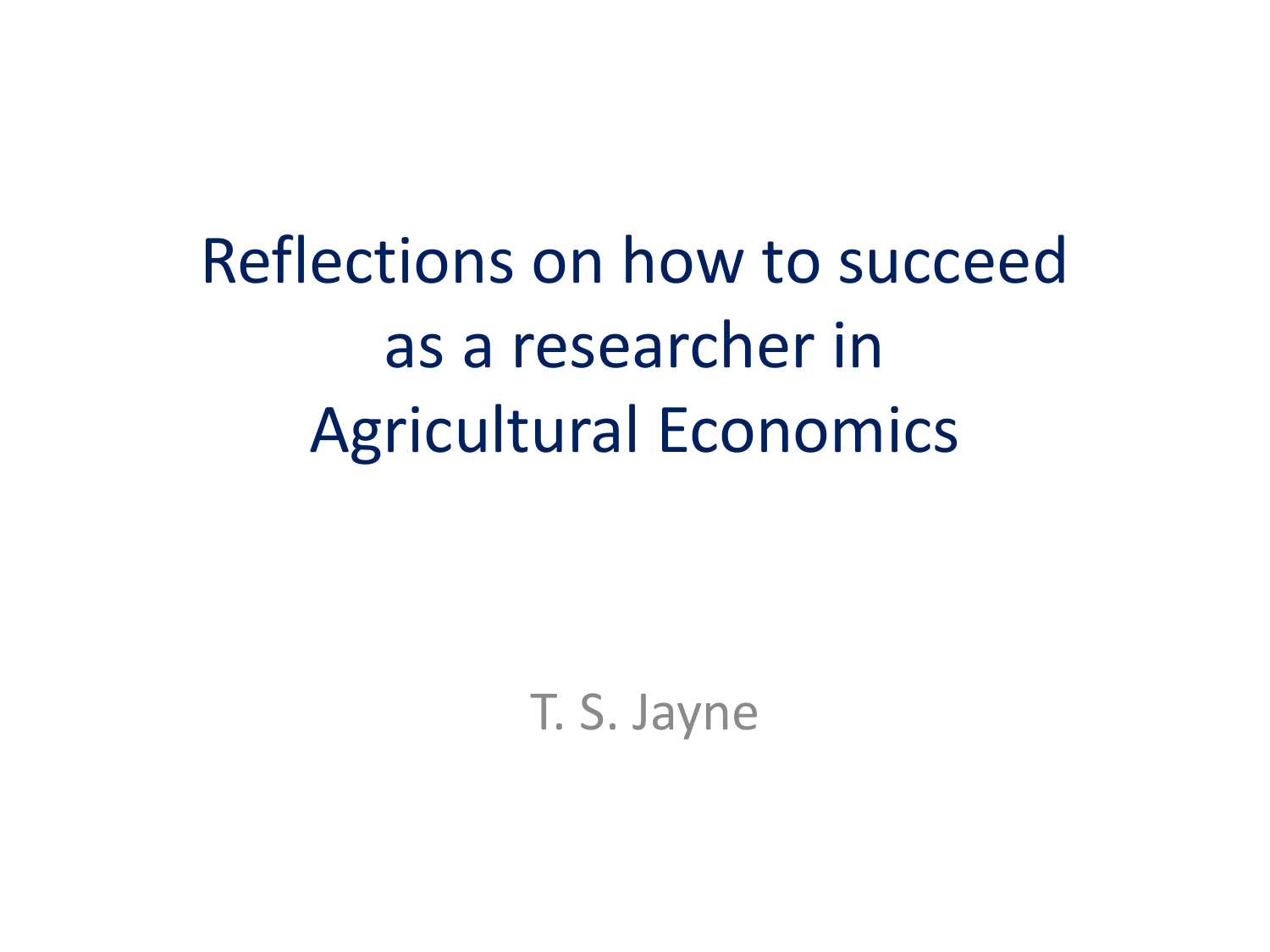# Reflections on how to succeed as a researcher in Agricultural Economics

T. S. Jayne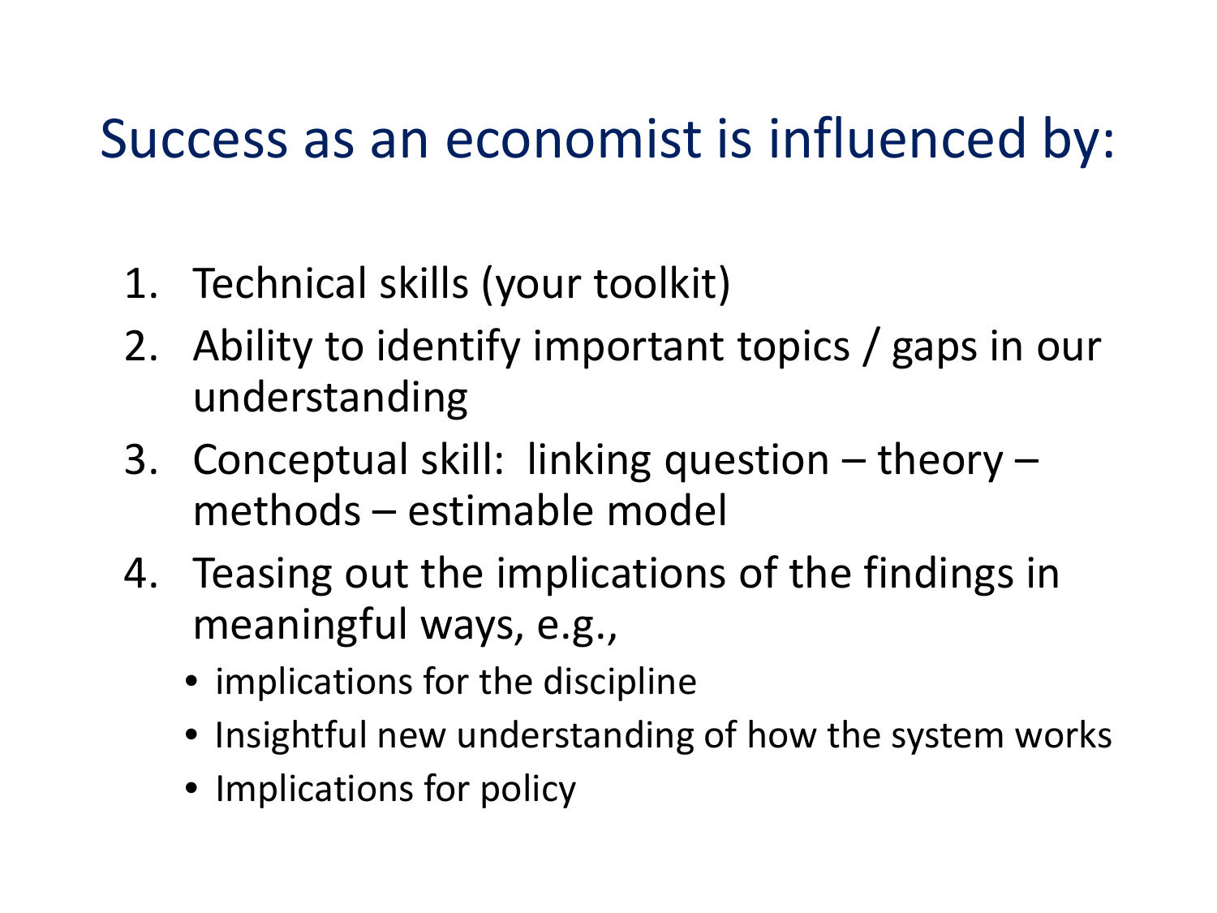# Success as an economist is influenced by:

1. Technical skills (your toolkit)
2. Ability to identify important topics / gaps in our understanding
3. Conceptual skill: linking question – theory – methods – estimable model
4. Teasing out the implications of the findings in meaningful ways, e.g.,
   - implications for the discipline
   - Insightful new understanding of how the system works
   - Implications for policy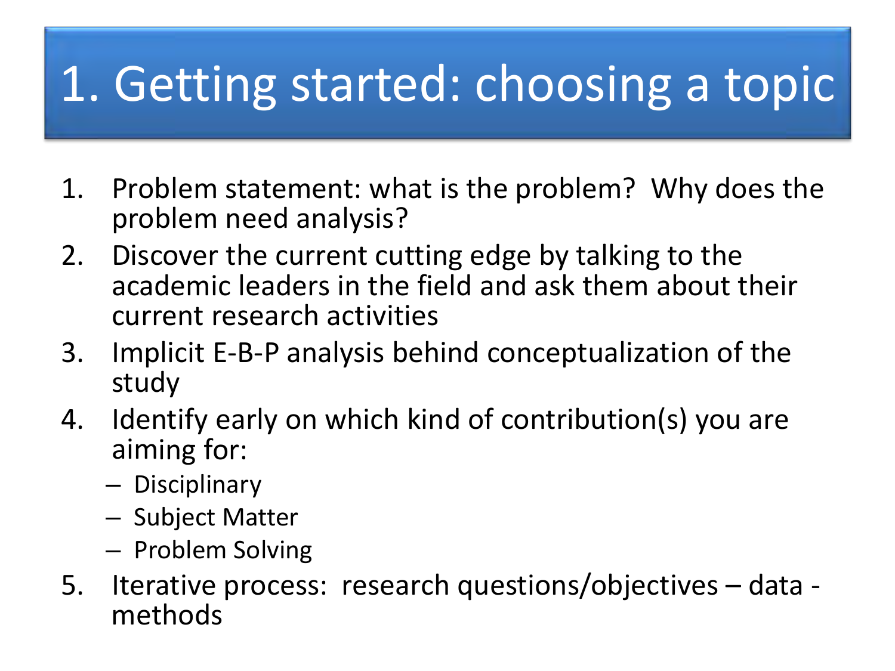# 1. Getting started: choosing a topic

1. Problem statement: what is the problem? Why does the problem need analysis?
2. Discover the current cutting edge by talking to the academic leaders in the field and ask them about their current research activities
3. Implicit E-B-P analysis behind conceptualization of the study
4. Identify early on which kind of contribution(s) you are aiming for:
   - Disciplinary
   - Subject Matter
   - Problem Solving
5. Iterative process: research questions/objectives – data - methods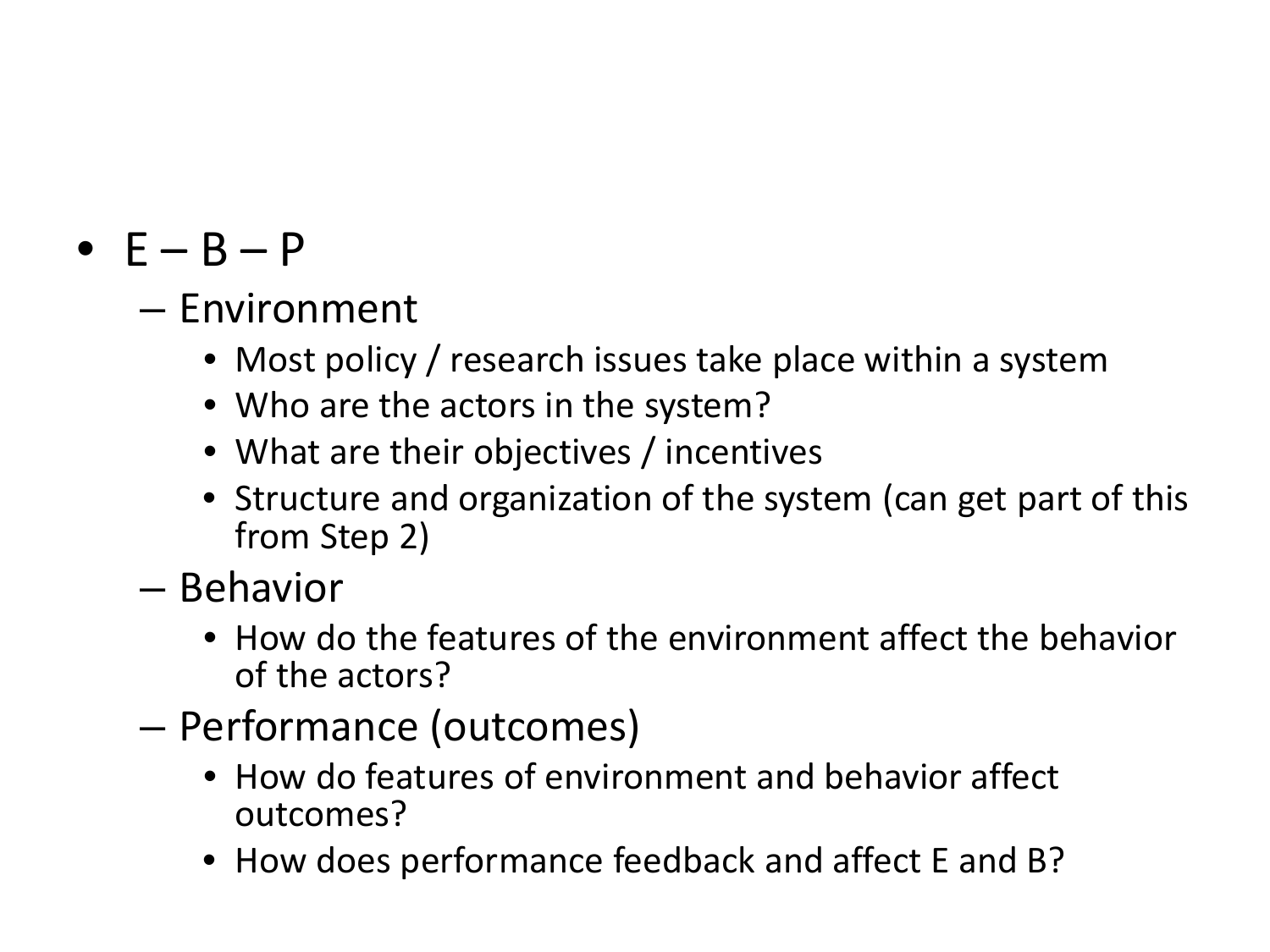- E – B – P
  - Environment
    - Most policy / research issues take place within a system
    - Who are the actors in the system?
    - What are their objectives / incentives
    - Structure and organization of the system (can get part of this from Step 2)
  - Behavior
    - How do the features of the environment affect the behavior of the actors?
  - Performance (outcomes)
    - How do features of environment and behavior affect outcomes?
    - How does performance feedback and affect E and B?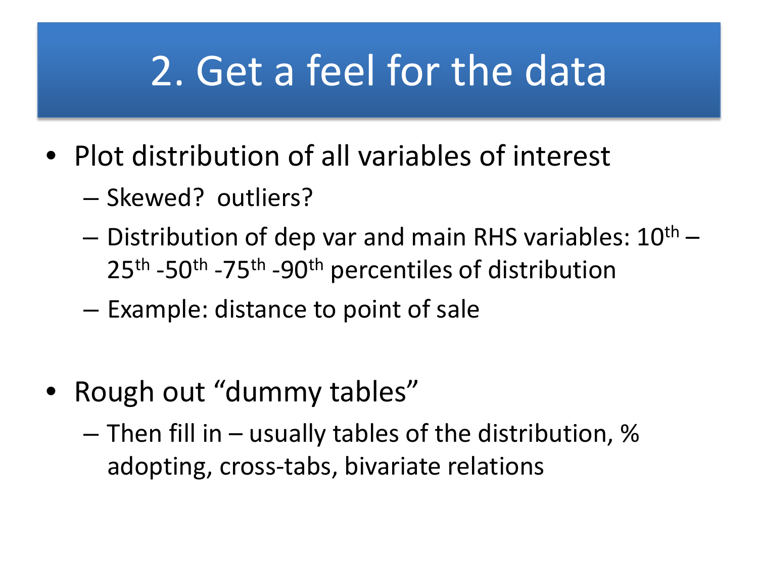# 2. Get a feel for the data

- Plot distribution of all variables of interest
  - Skewed? outliers?
  - Distribution of dep var and main RHS variables: $10^{th}$ – $25^{th}$ -$50^{th}$ -$75^{th}$ -$90^{th}$ percentiles of distribution
  - Example: distance to point of sale

- Rough out "dummy tables"
  - Then fill in – usually tables of the distribution, % adopting, cross-tabs, bivariate relations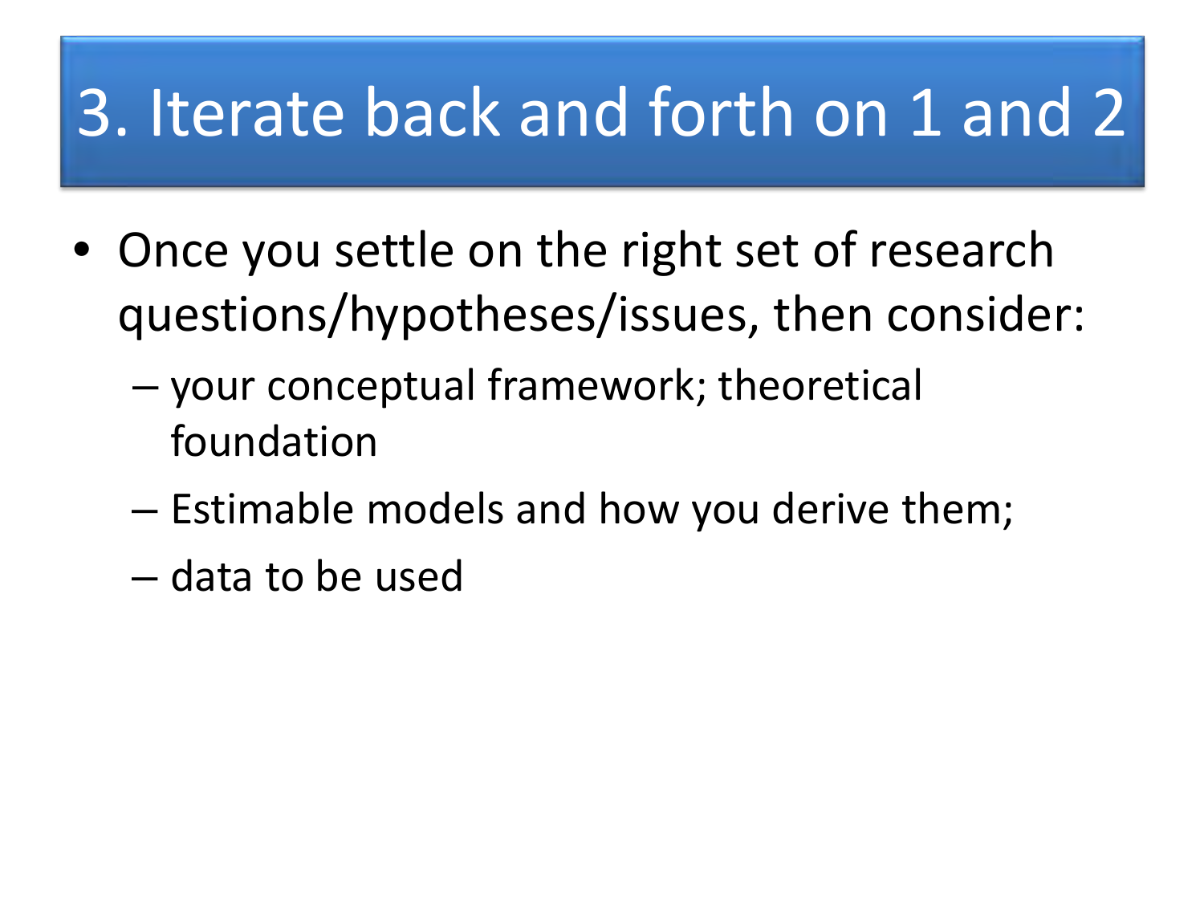# 3. Iterate back and forth on 1 and 2

- Once you settle on the right set of research questions/hypotheses/issues, then consider:
  - your conceptual framework; theoretical foundation
  - Estimable models and how you derive them;
  - data to be used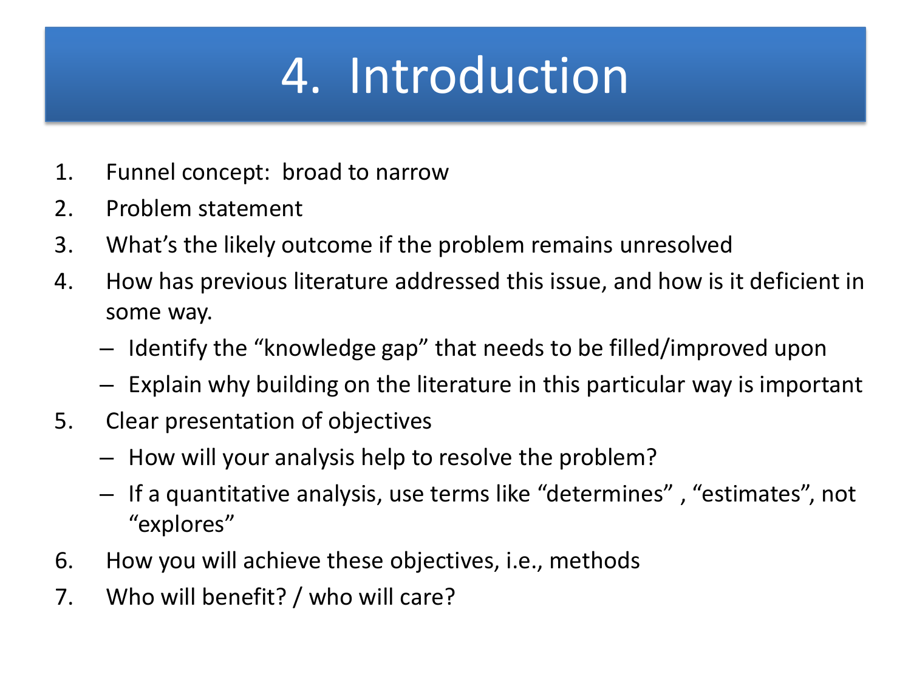# 4. Introduction

1. Funnel concept: broad to narrow
2. Problem statement
3. What's the likely outcome if the problem remains unresolved
4. How has previous literature addressed this issue, and how is it deficient in some way.
   - Identify the "knowledge gap" that needs to be filled/improved upon
   - Explain why building on the literature in this particular way is important
5. Clear presentation of objectives
   - How will your analysis help to resolve the problem?
   - If a quantitative analysis, use terms like "determines" , "estimates", not "explores"
6. How you will achieve these objectives, i.e., methods
7. Who will benefit? / who will care?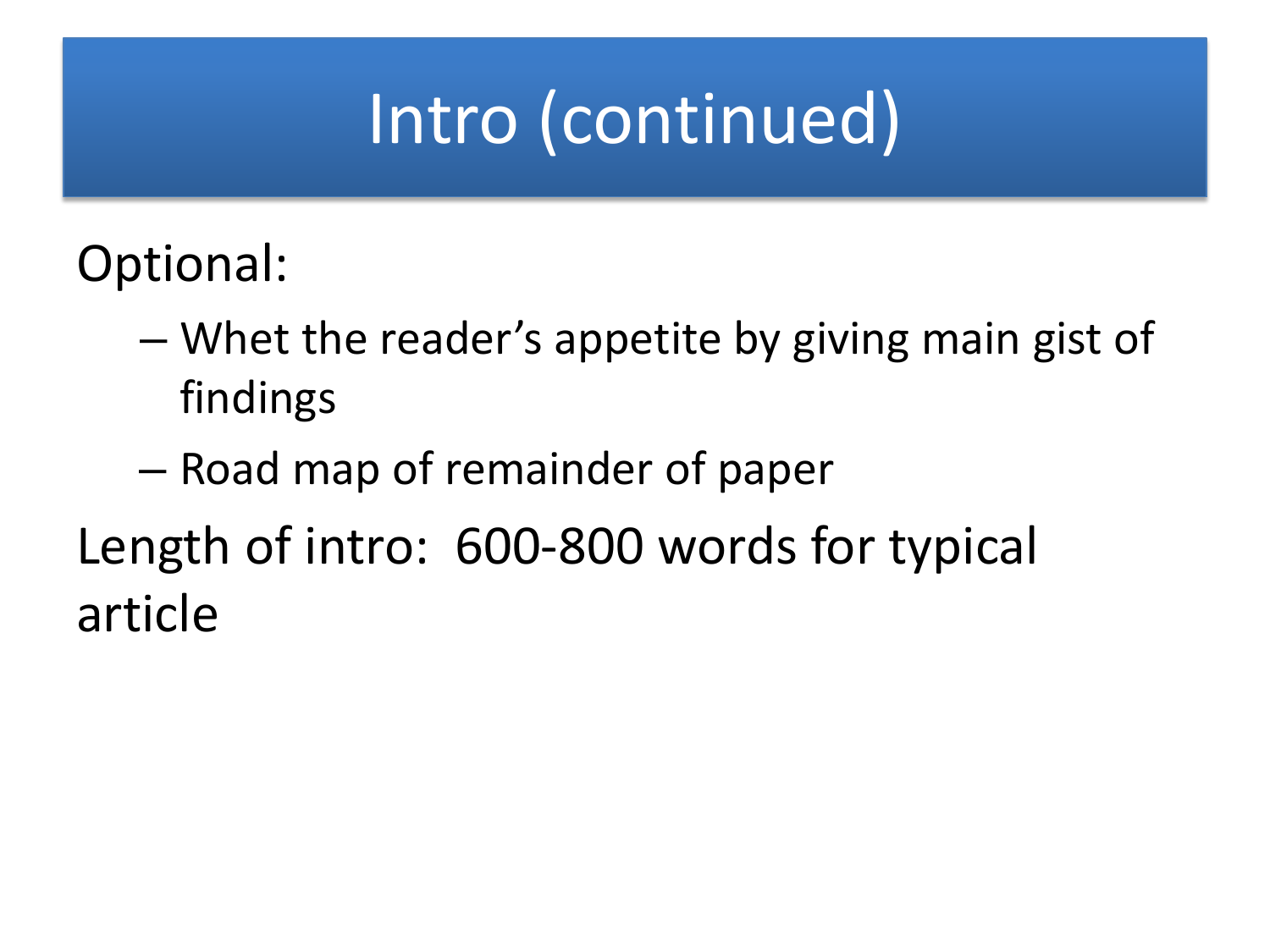# Intro (continued)

Optional:

- Whet the reader's appetite by giving main gist of findings
- Road map of remainder of paper

Length of intro: 600-800 words for typical article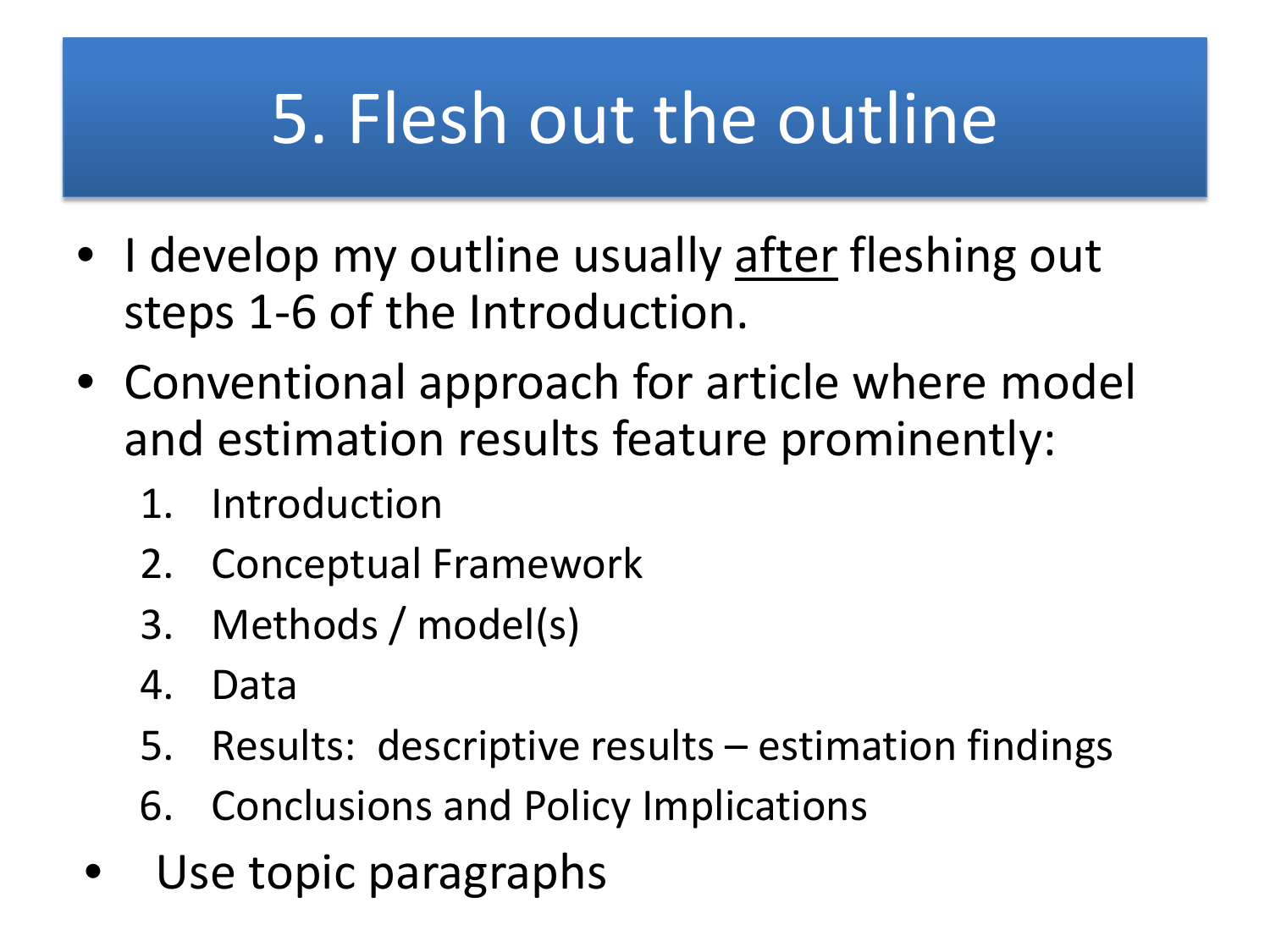# 5. Flesh out the outline

- I develop my outline usually <u>after</u> fleshing out steps 1-6 of the Introduction.
- Conventional approach for article where model and estimation results feature prominently:
  1. Introduction
  2. Conceptual Framework
  3. Methods / model(s)
  4. Data
  5. Results: descriptive results – estimation findings
  6. Conclusions and Policy Implications
- Use topic paragraphs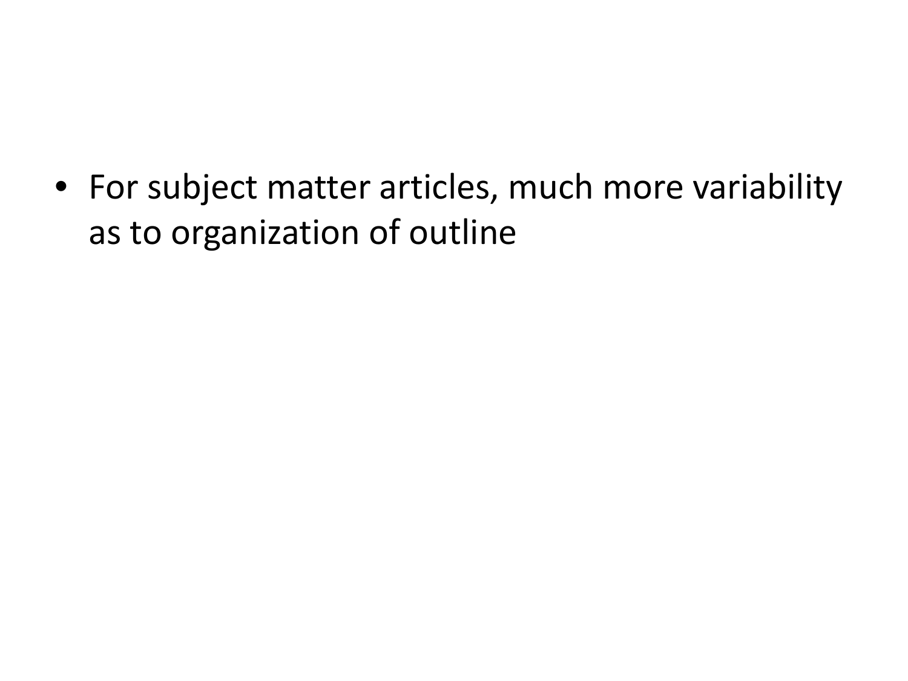- For subject matter articles, much more variability as to organization of outline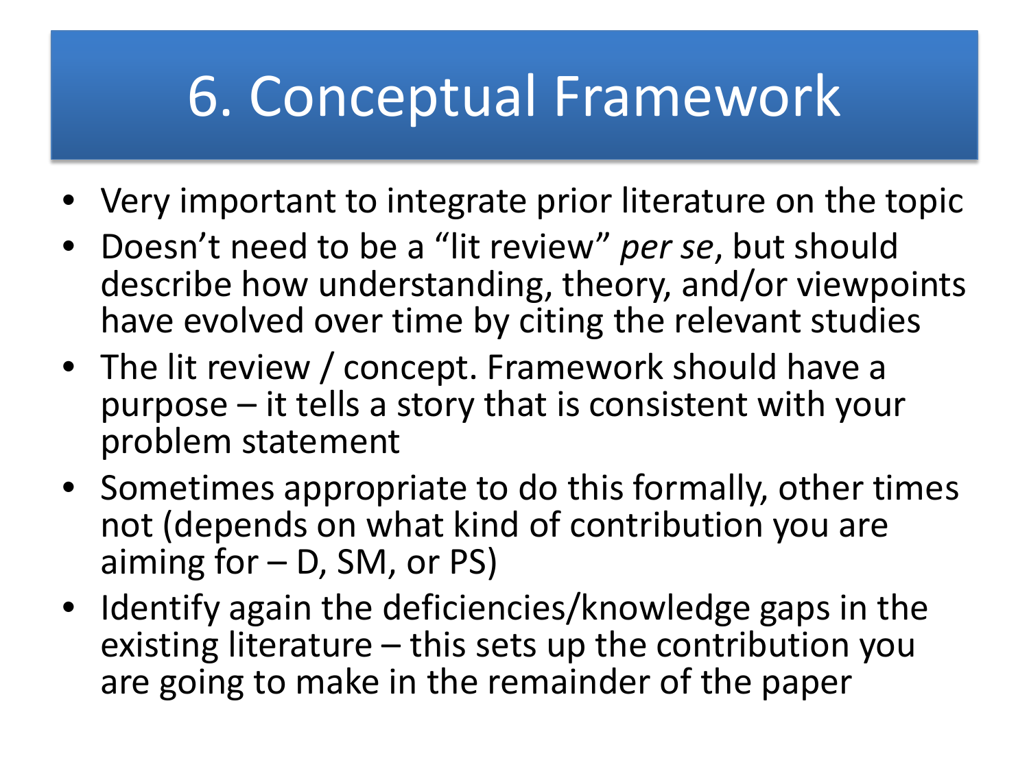# 6. Conceptual Framework

- Very important to integrate prior literature on the topic
- Doesn't need to be a "lit review" *per se*, but should describe how understanding, theory, and/or viewpoints have evolved over time by citing the relevant studies
- The lit review / concept. Framework should have a purpose – it tells a story that is consistent with your problem statement
- Sometimes appropriate to do this formally, other times not (depends on what kind of contribution you are aiming for – D, SM, or PS)
- Identify again the deficiencies/knowledge gaps in the existing literature – this sets up the contribution you are going to make in the remainder of the paper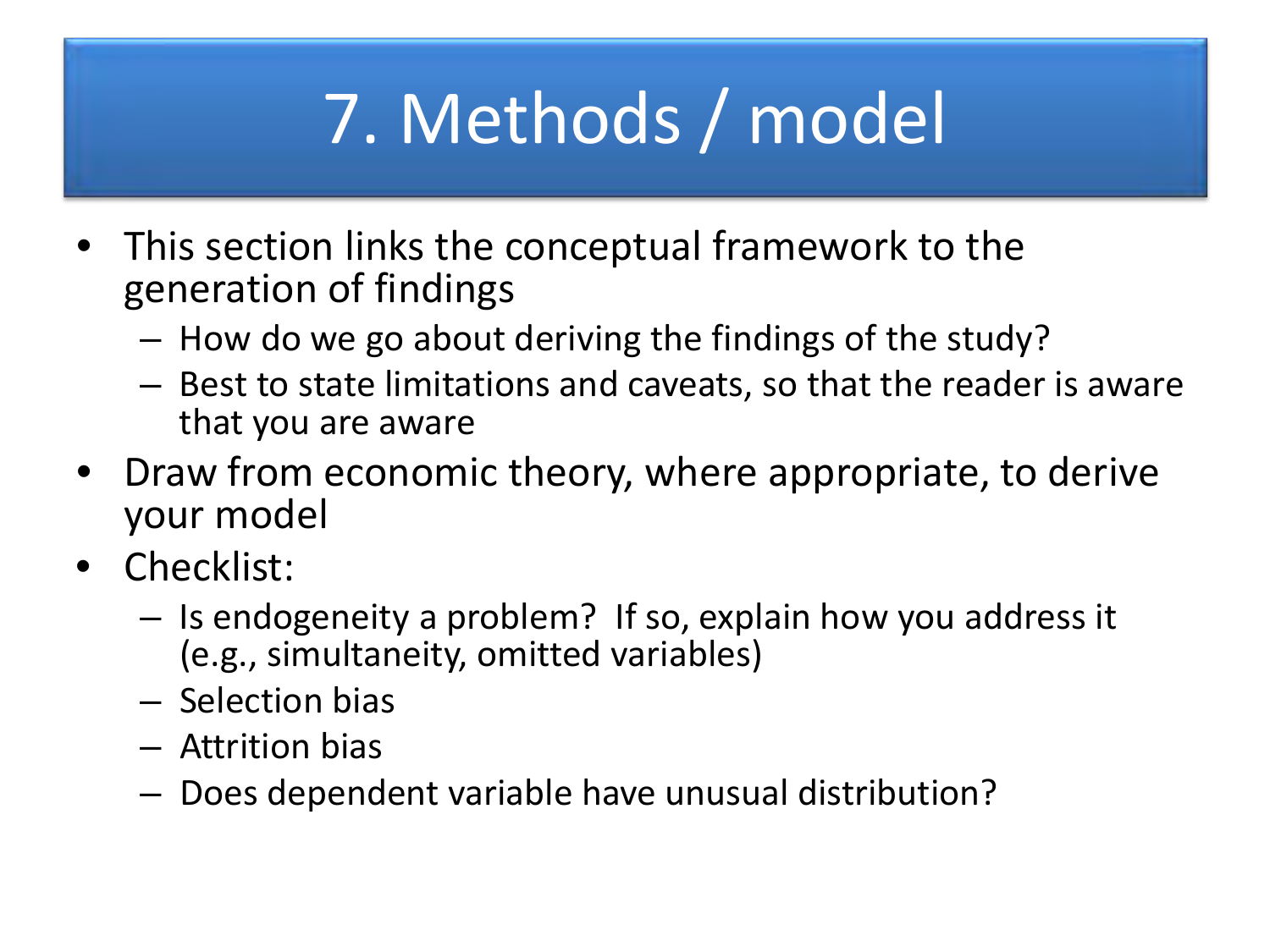# 7. Methods / model

- This section links the conceptual framework to the generation of findings
  - How do we go about deriving the findings of the study?
  - Best to state limitations and caveats, so that the reader is aware that you are aware
- Draw from economic theory, where appropriate, to derive your model
- Checklist:
  - Is endogeneity a problem? If so, explain how you address it (e.g., simultaneity, omitted variables)
  - Selection bias
  - Attrition bias
  - Does dependent variable have unusual distribution?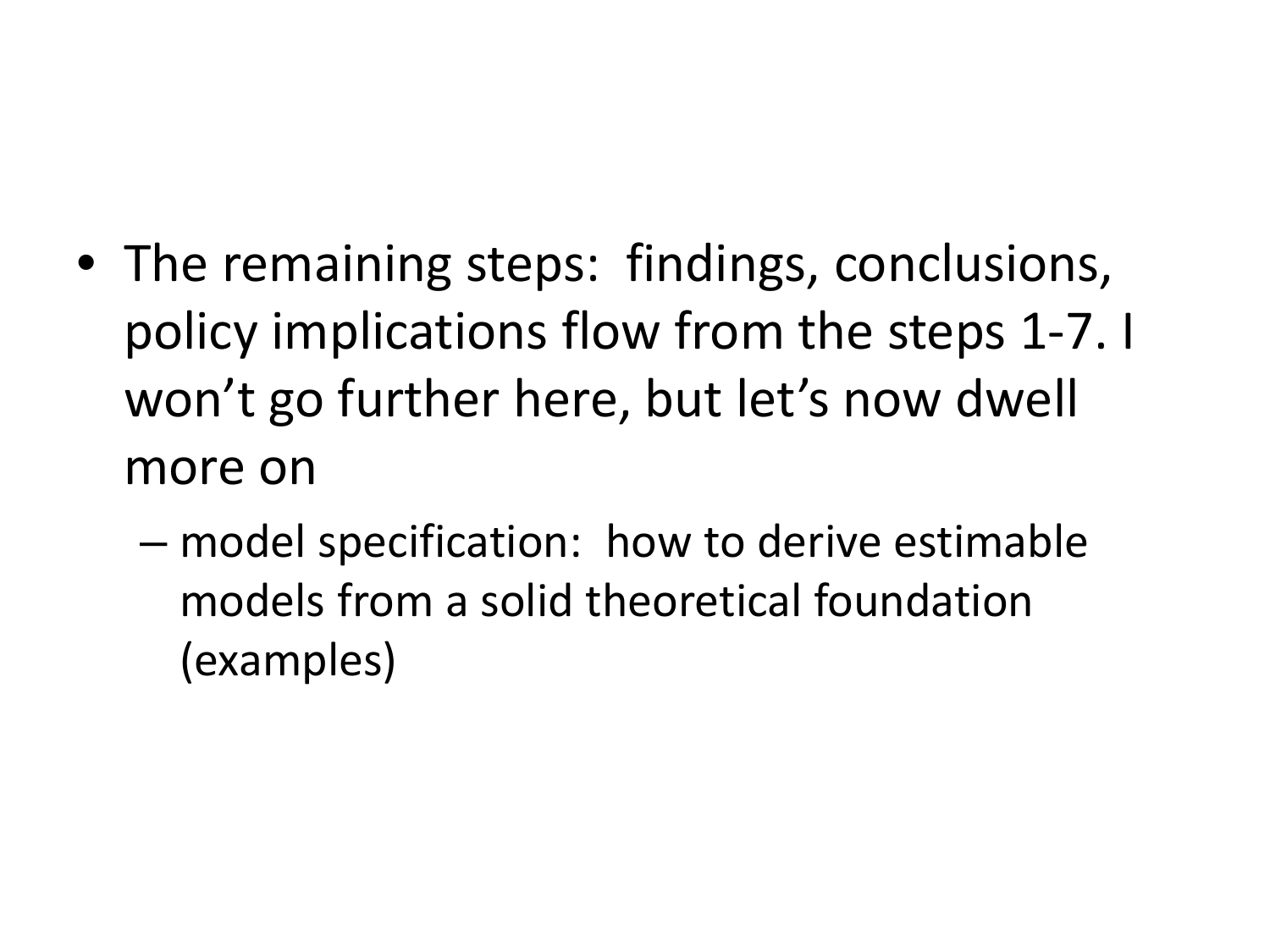- The remaining steps: findings, conclusions, policy implications flow from the steps 1-7. I won't go further here, but let's now dwell more on
  - model specification: how to derive estimable models from a solid theoretical foundation (examples)